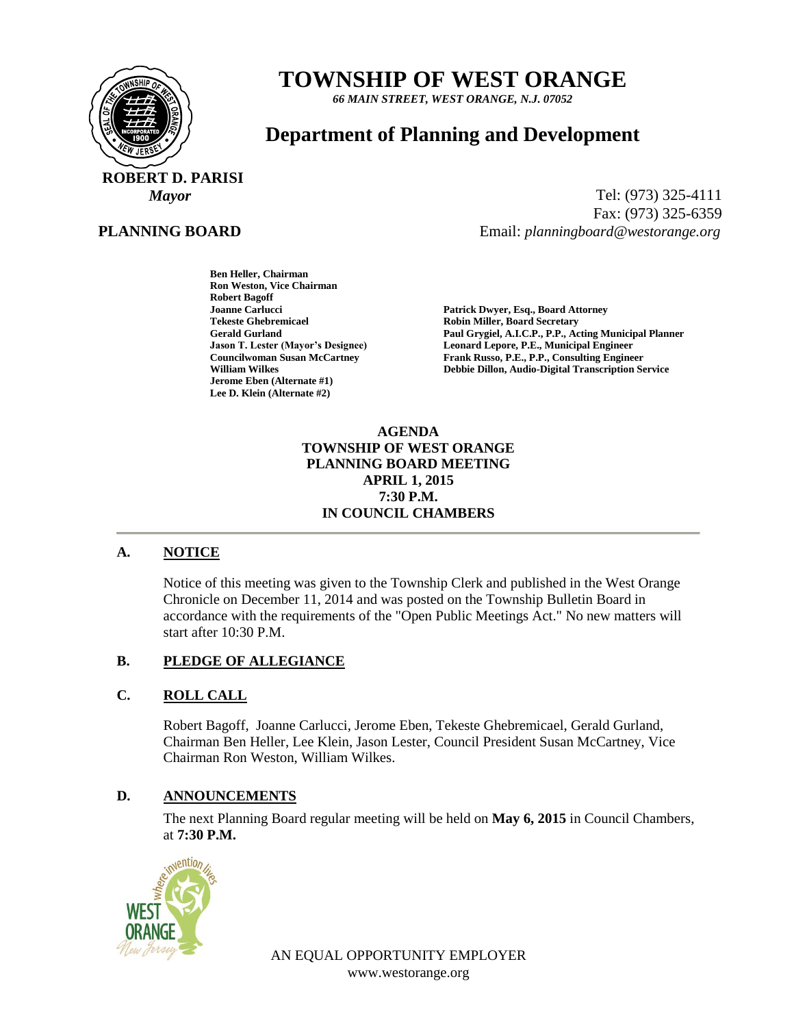# TOWNSHIP OF WEST ORANGE

*66 MAIN STREET, WEST ORANGE, N.J. 07052*

## Department of Planning and Development

**ROBERT D. PARISI**
*Mayor*

Tel: (973) 325-4111
Fax: (973) 325-6359
Email: *planningboard@westorange.org*

**PLANNING BOARD**

**Ben Heller, Chairman**
**Ron Weston, Vice Chairman**
**Robert Bagoff**
**Joanne Carlucci**
**Tekeste Ghebremicael**
**Gerald Gurland**
**Jason T. Lester (Mayor's Designee)**
**Councilwoman Susan McCartney**
**William Wilkes**
**Jerome Eben (Alternate #1)**
**Lee D. Klein (Alternate #2)**

**Patrick Dwyer, Esq., Board Attorney**
**Robin Miller, Board Secretary**
**Paul Grygiel, A.I.C.P., P.P., Acting Municipal Planner**
**Leonard Lepore, P.E., Municipal Engineer**
**Frank Russo, P.E., P.P., Consulting Engineer**
**Debbie Dillon, Audio-Digital Transcription Service**

**AGENDA**
**TOWNSHIP OF WEST ORANGE**
**PLANNING BOARD MEETING**
**APRIL 1, 2015**
**7:30 P.M.**
**IN COUNCIL CHAMBERS**

---

**A. NOTICE**

Notice of this meeting was given to the Township Clerk and published in the West Orange Chronicle on December 11, 2014 and was posted on the Township Bulletin Board in accordance with the requirements of the "Open Public Meetings Act." No new matters will start after 10:30 P.M.

**B. PLEDGE OF ALLEGIANCE**

**C. ROLL CALL**

Robert Bagoff, Joanne Carlucci, Jerome Eben, Tekeste Ghebremicael, Gerald Gurland, Chairman Ben Heller, Lee Klein, Jason Lester, Council President Susan McCartney, Vice Chairman Ron Weston, William Wilkes.

**D. ANNOUNCEMENTS**

The next Planning Board regular meeting will be held on **May 6, 2015** in Council Chambers, at **7:30 P.M.**

AN EQUAL OPPORTUNITY EMPLOYER
www.westorange.org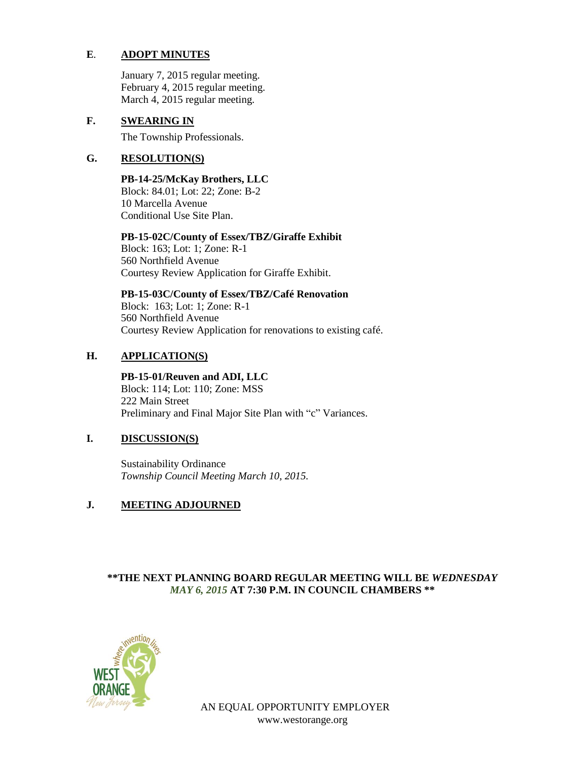## E. ADOPT MINUTES

January 7, 2015 regular meeting.
February 4, 2015 regular meeting.
March 4, 2015 regular meeting.

## F. SWEARING IN

The Township Professionals.

## G. RESOLUTION(S)

**PB-14-25/McKay Brothers, LLC**
Block: 84.01; Lot: 22; Zone: B-2
10 Marcella Avenue
Conditional Use Site Plan.

**PB-15-02C/County of Essex/TBZ/Giraffe Exhibit**
Block: 163; Lot: 1; Zone: R-1
560 Northfield Avenue
Courtesy Review Application for Giraffe Exhibit.

**PB-15-03C/County of Essex/TBZ/Café Renovation**
Block: 163; Lot: 1; Zone: R-1
560 Northfield Avenue
Courtesy Review Application for renovations to existing café.

## H. APPLICATION(S)

**PB-15-01/Reuven and ADI, LLC**
Block: 114; Lot: 110; Zone: MSS
222 Main Street
Preliminary and Final Major Site Plan with "c" Variances.

## I. DISCUSSION(S)

Sustainability Ordinance
*Township Council Meeting March 10, 2015.*

## J. MEETING ADJOURNED

**\*\*THE NEXT PLANNING BOARD REGULAR MEETING WILL BE *WEDNESDAY MAY 6, 2015* AT 7:30 P.M. IN COUNCIL CHAMBERS \*\***

WEST ORANGE where invention lives New Jersey

AN EQUAL OPPORTUNITY EMPLOYER
www.westorange.org